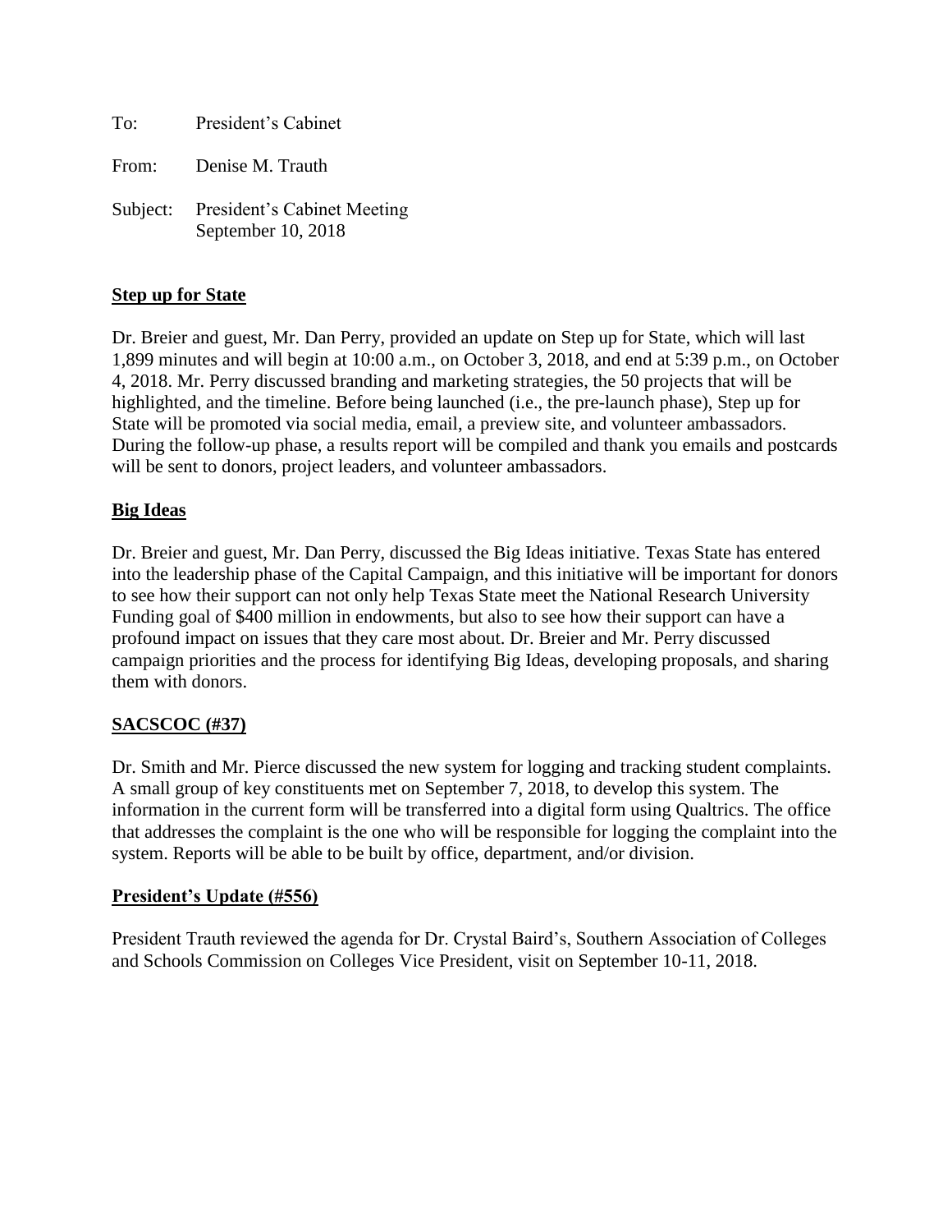To: President's Cabinet

From: Denise M. Trauth

Subject: President's Cabinet Meeting
September 10, 2018

## **Step up for State**

Dr. Breier and guest, Mr. Dan Perry, provided an update on Step up for State, which will last 1,899 minutes and will begin at 10:00 a.m., on October 3, 2018, and end at 5:39 p.m., on October 4, 2018. Mr. Perry discussed branding and marketing strategies, the 50 projects that will be highlighted, and the timeline. Before being launched (i.e., the pre-launch phase), Step up for State will be promoted via social media, email, a preview site, and volunteer ambassadors. During the follow-up phase, a results report will be compiled and thank you emails and postcards will be sent to donors, project leaders, and volunteer ambassadors.

## **Big Ideas**

Dr. Breier and guest, Mr. Dan Perry, discussed the Big Ideas initiative. Texas State has entered into the leadership phase of the Capital Campaign, and this initiative will be important for donors to see how their support can not only help Texas State meet the National Research University Funding goal of $400 million in endowments, but also to see how their support can have a profound impact on issues that they care most about. Dr. Breier and Mr. Perry discussed campaign priorities and the process for identifying Big Ideas, developing proposals, and sharing them with donors.

## **SACSCOC (#37)**

Dr. Smith and Mr. Pierce discussed the new system for logging and tracking student complaints. A small group of key constituents met on September 7, 2018, to develop this system. The information in the current form will be transferred into a digital form using Qualtrics. The office that addresses the complaint is the one who will be responsible for logging the complaint into the system. Reports will be able to be built by office, department, and/or division.

## **President's Update (#556)**

President Trauth reviewed the agenda for Dr. Crystal Baird's, Southern Association of Colleges and Schools Commission on Colleges Vice President, visit on September 10-11, 2018.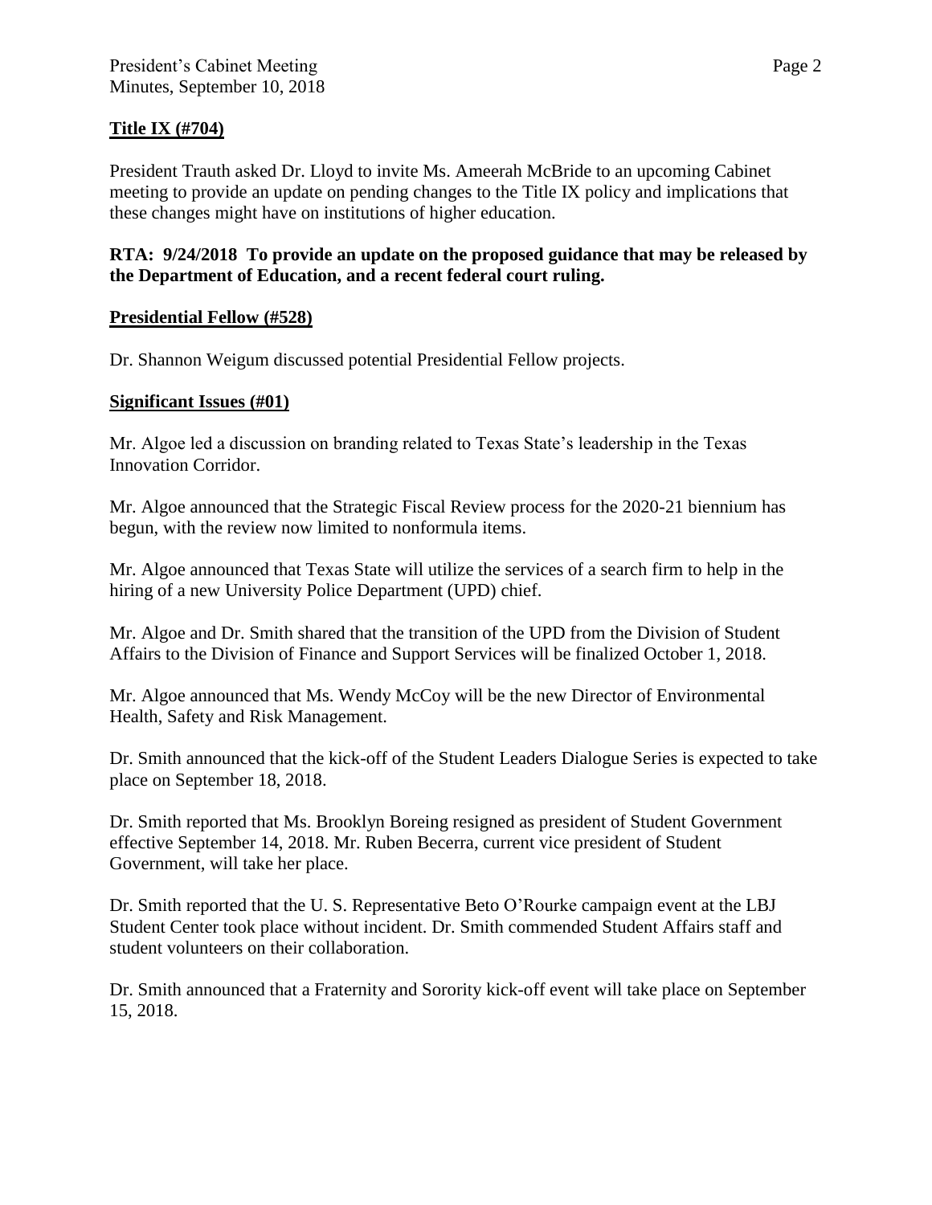**Title IX (#704)**

President Trauth asked Dr. Lloyd to invite Ms. Ameerah McBride to an upcoming Cabinet meeting to provide an update on pending changes to the Title IX policy and implications that these changes might have on institutions of higher education.

**RTA: 9/24/2018 To provide an update on the proposed guidance that may be released by the Department of Education, and a recent federal court ruling.**

**Presidential Fellow (#528)**

Dr. Shannon Weigum discussed potential Presidential Fellow projects.

**Significant Issues (#01)**

Mr. Algoe led a discussion on branding related to Texas State's leadership in the Texas Innovation Corridor.

Mr. Algoe announced that the Strategic Fiscal Review process for the 2020-21 biennium has begun, with the review now limited to nonformula items.

Mr. Algoe announced that Texas State will utilize the services of a search firm to help in the hiring of a new University Police Department (UPD) chief.

Mr. Algoe and Dr. Smith shared that the transition of the UPD from the Division of Student Affairs to the Division of Finance and Support Services will be finalized October 1, 2018.

Mr. Algoe announced that Ms. Wendy McCoy will be the new Director of Environmental Health, Safety and Risk Management.

Dr. Smith announced that the kick-off of the Student Leaders Dialogue Series is expected to take place on September 18, 2018.

Dr. Smith reported that Ms. Brooklyn Boreing resigned as president of Student Government effective September 14, 2018. Mr. Ruben Becerra, current vice president of Student Government, will take her place.

Dr. Smith reported that the U. S. Representative Beto O'Rourke campaign event at the LBJ Student Center took place without incident. Dr. Smith commended Student Affairs staff and student volunteers on their collaboration.

Dr. Smith announced that a Fraternity and Sorority kick-off event will take place on September 15, 2018.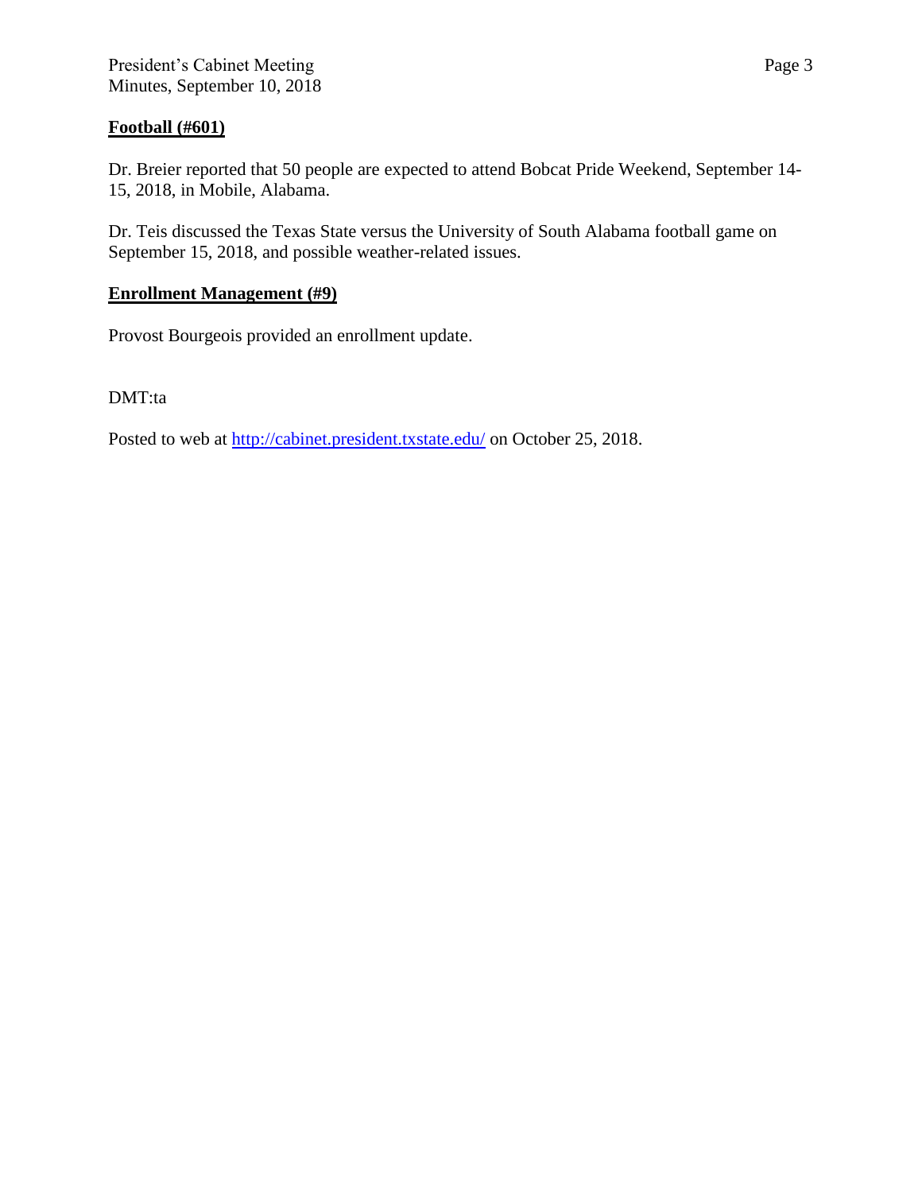**Football (#601)**

Dr. Breier reported that 50 people are expected to attend Bobcat Pride Weekend, September 14-15, 2018, in Mobile, Alabama.

Dr. Teis discussed the Texas State versus the University of South Alabama football game on September 15, 2018, and possible weather-related issues.

**Enrollment Management (#9)**

Provost Bourgeois provided an enrollment update.

DMT:ta

Posted to web at http://cabinet.president.txstate.edu/ on October 25, 2018.